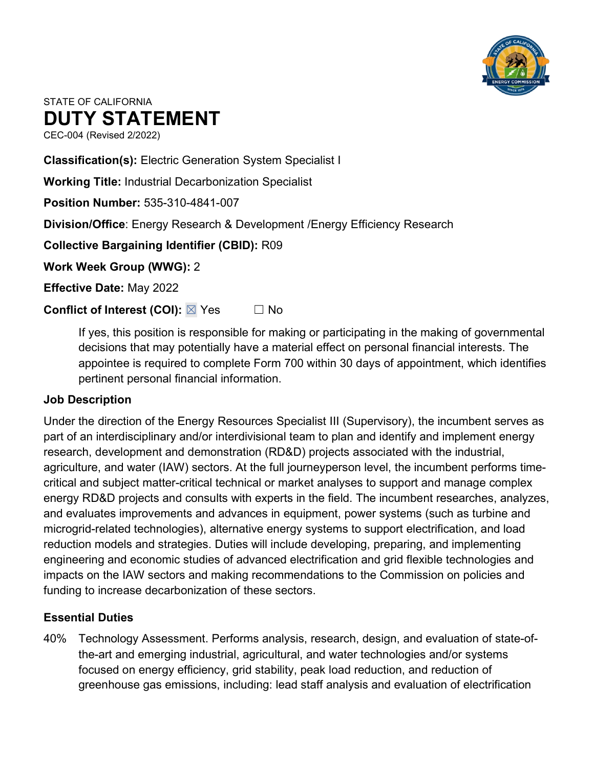STATE OF CALIFORNIA

# DUTY STATEMENT

CEC-004 (Revised 2/2022)

**Classification(s):** Electric Generation System Specialist I

**Working Title:** Industrial Decarbonization Specialist

**Position Number:** 535-310-4841-007

**Division/Office**: Energy Research & Development /Energy Efficiency Research

**Collective Bargaining Identifier (CBID):** R09

**Work Week Group (WWG):** 2

**Effective Date:** May 2022

**Conflict of Interest (COI):** ☒ Yes ☐ No

> If yes, this position is responsible for making or participating in the making of governmental decisions that may potentially have a material effect on personal financial interests. The appointee is required to complete Form 700 within 30 days of appointment, which identifies pertinent personal financial information.

### Job Description

Under the direction of the Energy Resources Specialist III (Supervisory), the incumbent serves as part of an interdisciplinary and/or interdivisional team to plan and identify and implement energy research, development and demonstration (RD&D) projects associated with the industrial, agriculture, and water (IAW) sectors. At the full journeyperson level, the incumbent performs time-critical and subject matter-critical technical or market analyses to support and manage complex energy RD&D projects and consults with experts in the field. The incumbent researches, analyzes, and evaluates improvements and advances in equipment, power systems (such as turbine and microgrid-related technologies), alternative energy systems to support electrification, and load reduction models and strategies. Duties will include developing, preparing, and implementing engineering and economic studies of advanced electrification and grid flexible technologies and impacts on the IAW sectors and making recommendations to the Commission on policies and funding to increase decarbonization of these sectors.

### Essential Duties

40% Technology Assessment. Performs analysis, research, design, and evaluation of state-of-the-art and emerging industrial, agricultural, and water technologies and/or systems focused on energy efficiency, grid stability, peak load reduction, and reduction of greenhouse gas emissions, including: lead staff analysis and evaluation of electrification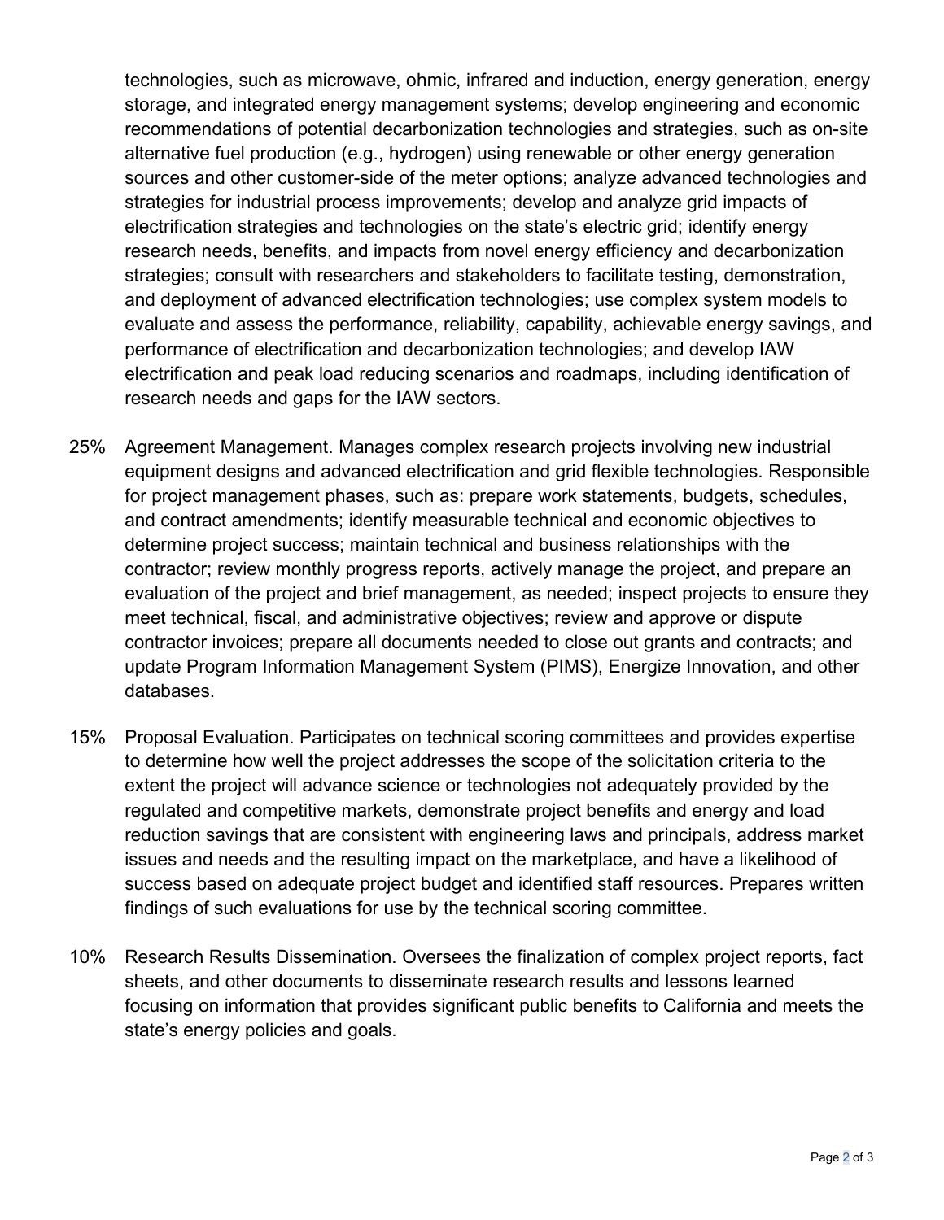technologies, such as microwave, ohmic, infrared and induction, energy generation, energy storage, and integrated energy management systems; develop engineering and economic recommendations of potential decarbonization technologies and strategies, such as on-site alternative fuel production (e.g., hydrogen) using renewable or other energy generation sources and other customer-side of the meter options; analyze advanced technologies and strategies for industrial process improvements; develop and analyze grid impacts of electrification strategies and technologies on the state's electric grid; identify energy research needs, benefits, and impacts from novel energy efficiency and decarbonization strategies; consult with researchers and stakeholders to facilitate testing, demonstration, and deployment of advanced electrification technologies; use complex system models to evaluate and assess the performance, reliability, capability, achievable energy savings, and performance of electrification and decarbonization technologies; and develop IAW electrification and peak load reducing scenarios and roadmaps, including identification of research needs and gaps for the IAW sectors.

25% Agreement Management. Manages complex research projects involving new industrial equipment designs and advanced electrification and grid flexible technologies. Responsible for project management phases, such as: prepare work statements, budgets, schedules, and contract amendments; identify measurable technical and economic objectives to determine project success; maintain technical and business relationships with the contractor; review monthly progress reports, actively manage the project, and prepare an evaluation of the project and brief management, as needed; inspect projects to ensure they meet technical, fiscal, and administrative objectives; review and approve or dispute contractor invoices; prepare all documents needed to close out grants and contracts; and update Program Information Management System (PIMS), Energize Innovation, and other databases.

15% Proposal Evaluation. Participates on technical scoring committees and provides expertise to determine how well the project addresses the scope of the solicitation criteria to the extent the project will advance science or technologies not adequately provided by the regulated and competitive markets, demonstrate project benefits and energy and load reduction savings that are consistent with engineering laws and principals, address market issues and needs and the resulting impact on the marketplace, and have a likelihood of success based on adequate project budget and identified staff resources. Prepares written findings of such evaluations for use by the technical scoring committee.

10% Research Results Dissemination. Oversees the finalization of complex project reports, fact sheets, and other documents to disseminate research results and lessons learned focusing on information that provides significant public benefits to California and meets the state's energy policies and goals.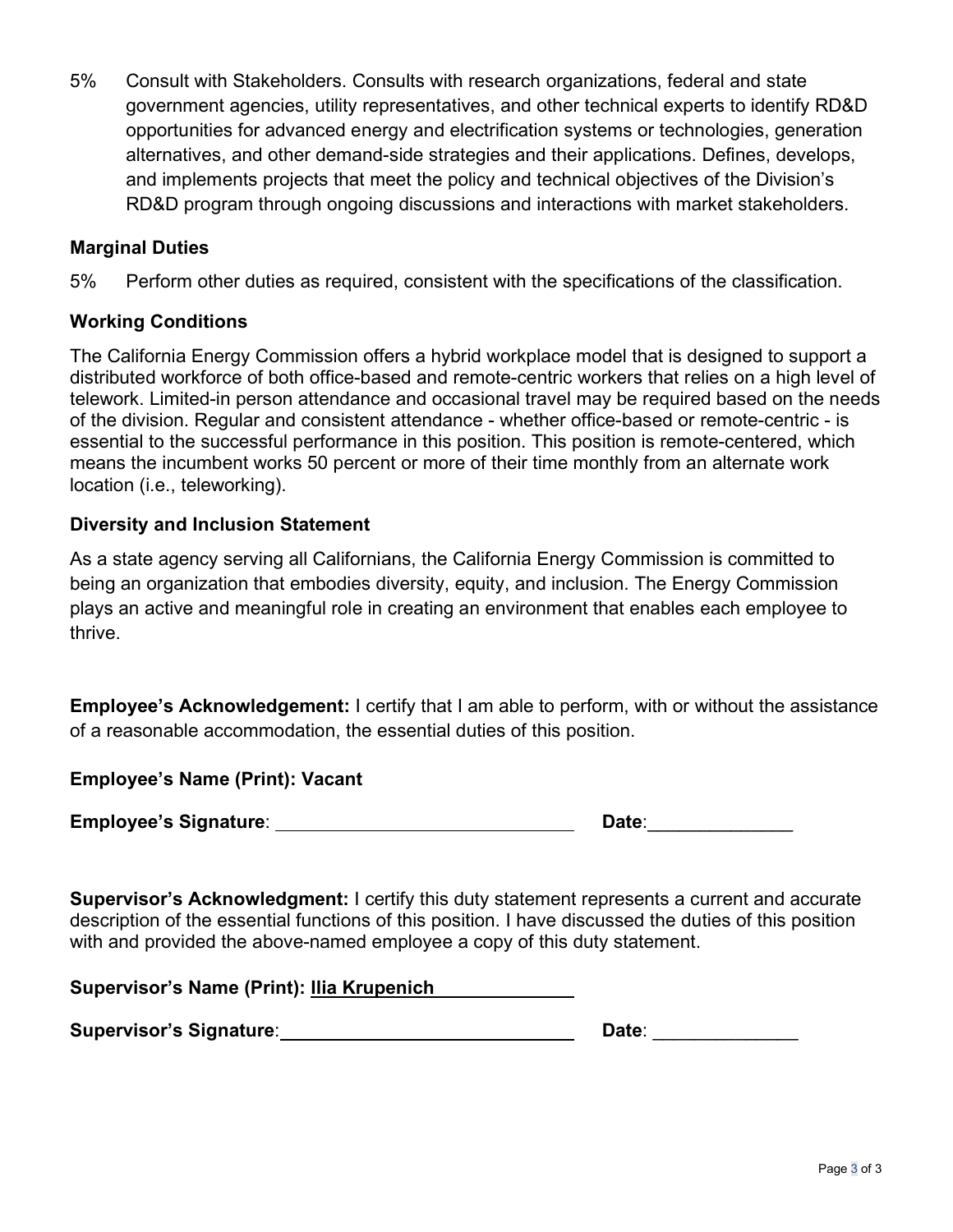5% Consult with Stakeholders. Consults with research organizations, federal and state government agencies, utility representatives, and other technical experts to identify RD&D opportunities for advanced energy and electrification systems or technologies, generation alternatives, and other demand-side strategies and their applications. Defines, develops, and implements projects that meet the policy and technical objectives of the Division's RD&D program through ongoing discussions and interactions with market stakeholders.

### Marginal Duties

5% Perform other duties as required, consistent with the specifications of the classification.

### Working Conditions

The California Energy Commission offers a hybrid workplace model that is designed to support a distributed workforce of both office-based and remote-centric workers that relies on a high level of telework. Limited-in person attendance and occasional travel may be required based on the needs of the division. Regular and consistent attendance - whether office-based or remote-centric - is essential to the successful performance in this position. This position is remote-centered, which means the incumbent works 50 percent or more of their time monthly from an alternate work location (i.e., teleworking).

### Diversity and Inclusion Statement

As a state agency serving all Californians, the California Energy Commission is committed to being an organization that embodies diversity, equity, and inclusion. The Energy Commission plays an active and meaningful role in creating an environment that enables each employee to thrive.

**Employee's Acknowledgement:** I certify that I am able to perform, with or without the assistance of a reasonable accommodation, the essential duties of this position.

**Employee's Name (Print): Vacant**

**Employee's Signature**: ______________________________ **Date**: ______________

**Supervisor's Acknowledgment:** I certify this duty statement represents a current and accurate description of the essential functions of this position. I have discussed the duties of this position with and provided the above-named employee a copy of this duty statement.

**Supervisor's Name (Print): Ilia Krupenich**

**Supervisor's Signature**: ______________________________ **Date**: ______________